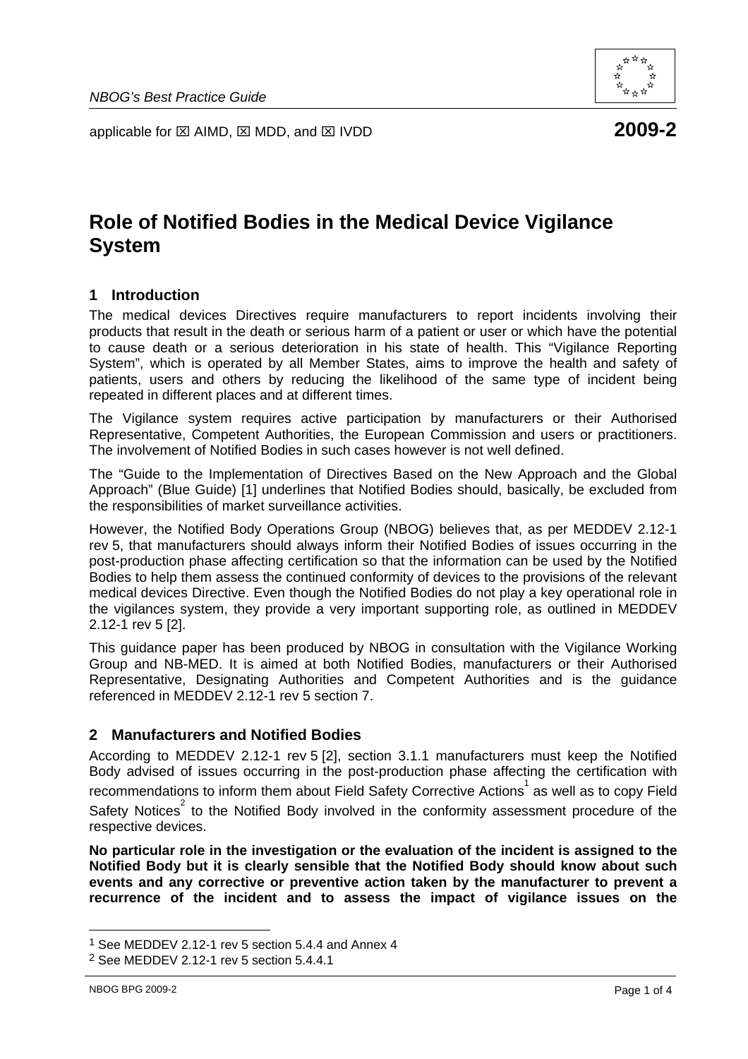NBOG's Best Practice Guide

applicable for ☒ AIMD, ☒ MDD, and ☒ IVDD **2009-2**

# Role of Notified Bodies in the Medical Device Vigilance System

## 1 Introduction

The medical devices Directives require manufacturers to report incidents involving their products that result in the death or serious harm of a patient or user or which have the potential to cause death or a serious deterioration in his state of health. This "Vigilance Reporting System", which is operated by all Member States, aims to improve the health and safety of patients, users and others by reducing the likelihood of the same type of incident being repeated in different places and at different times.

The Vigilance system requires active participation by manufacturers or their Authorised Representative, Competent Authorities, the European Commission and users or practitioners. The involvement of Notified Bodies in such cases however is not well defined.

The "Guide to the Implementation of Directives Based on the New Approach and the Global Approach" (Blue Guide) [1] underlines that Notified Bodies should, basically, be excluded from the responsibilities of market surveillance activities.

However, the Notified Body Operations Group (NBOG) believes that, as per MEDDEV 2.12-1 rev 5, that manufacturers should always inform their Notified Bodies of issues occurring in the post-production phase affecting certification so that the information can be used by the Notified Bodies to help them assess the continued conformity of devices to the provisions of the relevant medical devices Directive. Even though the Notified Bodies do not play a key operational role in the vigilances system, they provide a very important supporting role, as outlined in MEDDEV 2.12-1 rev 5 [2].

This guidance paper has been produced by NBOG in consultation with the Vigilance Working Group and NB-MED. It is aimed at both Notified Bodies, manufacturers or their Authorised Representative, Designating Authorities and Competent Authorities and is the guidance referenced in MEDDEV 2.12-1 rev 5 section 7.

## 2 Manufacturers and Notified Bodies

According to MEDDEV 2.12-1 rev 5 [2], section 3.1.1 manufacturers must keep the Notified Body advised of issues occurring in the post-production phase affecting the certification with recommendations to inform them about Field Safety Corrective Actions[1] as well as to copy Field Safety Notices[2] to the Notified Body involved in the conformity assessment procedure of the respective devices.

**No particular role in the investigation or the evaluation of the incident is assigned to the Notified Body but it is clearly sensible that the Notified Body should know about such events and any corrective or preventive action taken by the manufacturer to prevent a recurrence of the incident and to assess the impact of vigilance issues on the**

---

[1] See MEDDEV 2.12-1 rev 5 section 5.4.4 and Annex 4

[2] See MEDDEV 2.12-1 rev 5 section 5.4.4.1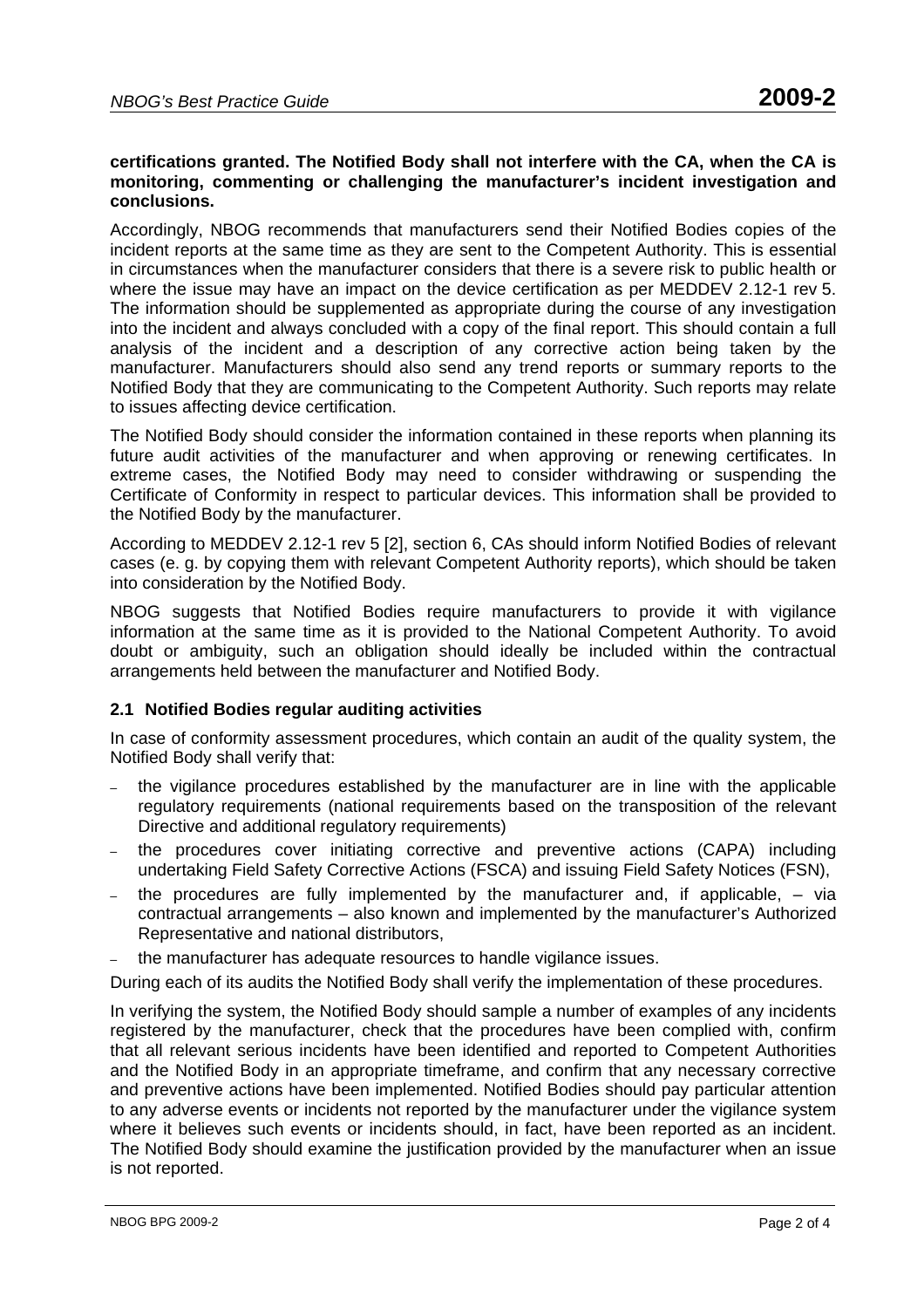**certifications granted. The Notified Body shall not interfere with the CA, when the CA is monitoring, commenting or challenging the manufacturer's incident investigation and conclusions.**

Accordingly, NBOG recommends that manufacturers send their Notified Bodies copies of the incident reports at the same time as they are sent to the Competent Authority. This is essential in circumstances when the manufacturer considers that there is a severe risk to public health or where the issue may have an impact on the device certification as per MEDDEV 2.12-1 rev 5. The information should be supplemented as appropriate during the course of any investigation into the incident and always concluded with a copy of the final report. This should contain a full analysis of the incident and a description of any corrective action being taken by the manufacturer. Manufacturers should also send any trend reports or summary reports to the Notified Body that they are communicating to the Competent Authority. Such reports may relate to issues affecting device certification.

The Notified Body should consider the information contained in these reports when planning its future audit activities of the manufacturer and when approving or renewing certificates. In extreme cases, the Notified Body may need to consider withdrawing or suspending the Certificate of Conformity in respect to particular devices. This information shall be provided to the Notified Body by the manufacturer.

According to MEDDEV 2.12-1 rev 5 [2], section 6, CAs should inform Notified Bodies of relevant cases (e. g. by copying them with relevant Competent Authority reports), which should be taken into consideration by the Notified Body.

NBOG suggests that Notified Bodies require manufacturers to provide it with vigilance information at the same time as it is provided to the National Competent Authority. To avoid doubt or ambiguity, such an obligation should ideally be included within the contractual arrangements held between the manufacturer and Notified Body.

## 2.1 Notified Bodies regular auditing activities

In case of conformity assessment procedures, which contain an audit of the quality system, the Notified Body shall verify that:

- the vigilance procedures established by the manufacturer are in line with the applicable regulatory requirements (national requirements based on the transposition of the relevant Directive and additional regulatory requirements)
- the procedures cover initiating corrective and preventive actions (CAPA) including undertaking Field Safety Corrective Actions (FSCA) and issuing Field Safety Notices (FSN),
- the procedures are fully implemented by the manufacturer and, if applicable, – via contractual arrangements – also known and implemented by the manufacturer's Authorized Representative and national distributors,
- the manufacturer has adequate resources to handle vigilance issues.

During each of its audits the Notified Body shall verify the implementation of these procedures.

In verifying the system, the Notified Body should sample a number of examples of any incidents registered by the manufacturer, check that the procedures have been complied with, confirm that all relevant serious incidents have been identified and reported to Competent Authorities and the Notified Body in an appropriate timeframe, and confirm that any necessary corrective and preventive actions have been implemented. Notified Bodies should pay particular attention to any adverse events or incidents not reported by the manufacturer under the vigilance system where it believes such events or incidents should, in fact, have been reported as an incident. The Notified Body should examine the justification provided by the manufacturer when an issue is not reported.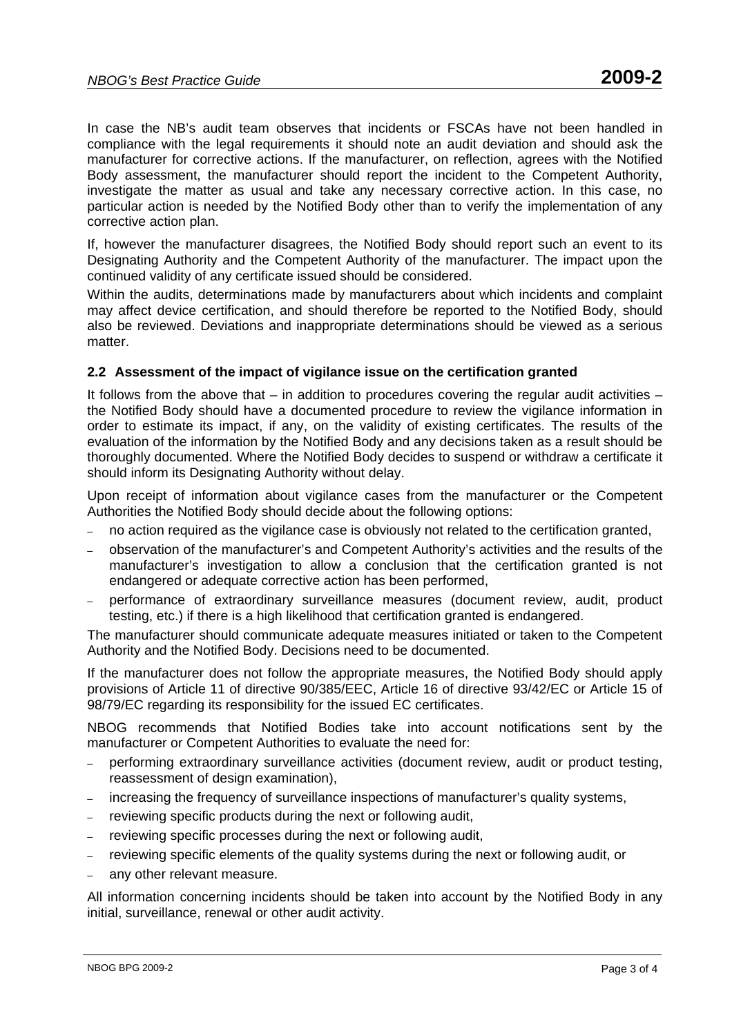In case the NB's audit team observes that incidents or FSCAs have not been handled in compliance with the legal requirements it should note an audit deviation and should ask the manufacturer for corrective actions. If the manufacturer, on reflection, agrees with the Notified Body assessment, the manufacturer should report the incident to the Competent Authority, investigate the matter as usual and take any necessary corrective action. In this case, no particular action is needed by the Notified Body other than to verify the implementation of any corrective action plan.

If, however the manufacturer disagrees, the Notified Body should report such an event to its Designating Authority and the Competent Authority of the manufacturer. The impact upon the continued validity of any certificate issued should be considered.

Within the audits, determinations made by manufacturers about which incidents and complaint may affect device certification, and should therefore be reported to the Notified Body, should also be reviewed. Deviations and inappropriate determinations should be viewed as a serious matter.

### 2.2 Assessment of the impact of vigilance issue on the certification granted

It follows from the above that – in addition to procedures covering the regular audit activities – the Notified Body should have a documented procedure to review the vigilance information in order to estimate its impact, if any, on the validity of existing certificates. The results of the evaluation of the information by the Notified Body and any decisions taken as a result should be thoroughly documented. Where the Notified Body decides to suspend or withdraw a certificate it should inform its Designating Authority without delay.

Upon receipt of information about vigilance cases from the manufacturer or the Competent Authorities the Notified Body should decide about the following options:

- no action required as the vigilance case is obviously not related to the certification granted,
- observation of the manufacturer's and Competent Authority's activities and the results of the manufacturer's investigation to allow a conclusion that the certification granted is not endangered or adequate corrective action has been performed,
- performance of extraordinary surveillance measures (document review, audit, product testing, etc.) if there is a high likelihood that certification granted is endangered.

The manufacturer should communicate adequate measures initiated or taken to the Competent Authority and the Notified Body. Decisions need to be documented.

If the manufacturer does not follow the appropriate measures, the Notified Body should apply provisions of Article 11 of directive 90/385/EEC, Article 16 of directive 93/42/EC or Article 15 of 98/79/EC regarding its responsibility for the issued EC certificates.

NBOG recommends that Notified Bodies take into account notifications sent by the manufacturer or Competent Authorities to evaluate the need for:

- performing extraordinary surveillance activities (document review, audit or product testing, reassessment of design examination),
- increasing the frequency of surveillance inspections of manufacturer's quality systems,
- reviewing specific products during the next or following audit,
- reviewing specific processes during the next or following audit,
- reviewing specific elements of the quality systems during the next or following audit, or
- any other relevant measure.

All information concerning incidents should be taken into account by the Notified Body in any initial, surveillance, renewal or other audit activity.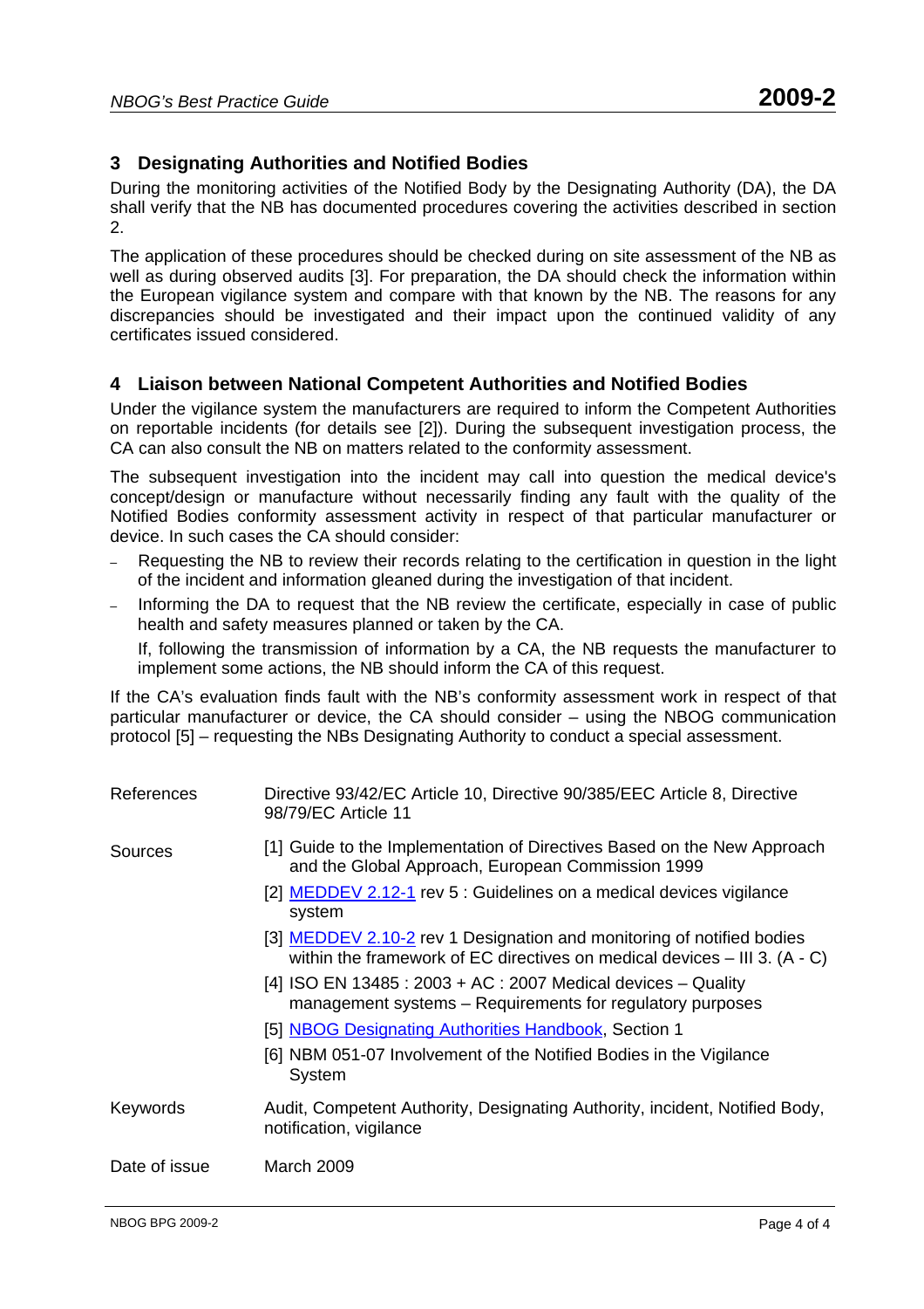## 3 Designating Authorities and Notified Bodies

During the monitoring activities of the Notified Body by the Designating Authority (DA), the DA shall verify that the NB has documented procedures covering the activities described in section 2.

The application of these procedures should be checked during on site assessment of the NB as well as during observed audits [3]. For preparation, the DA should check the information within the European vigilance system and compare with that known by the NB. The reasons for any discrepancies should be investigated and their impact upon the continued validity of any certificates issued considered.

## 4 Liaison between National Competent Authorities and Notified Bodies

Under the vigilance system the manufacturers are required to inform the Competent Authorities on reportable incidents (for details see [2]). During the subsequent investigation process, the CA can also consult the NB on matters related to the conformity assessment.

The subsequent investigation into the incident may call into question the medical device's concept/design or manufacture without necessarily finding any fault with the quality of the Notified Bodies conformity assessment activity in respect of that particular manufacturer or device. In such cases the CA should consider:

- Requesting the NB to review their records relating to the certification in question in the light of the incident and information gleaned during the investigation of that incident.
- Informing the DA to request that the NB review the certificate, especially in case of public health and safety measures planned or taken by the CA.

  If, following the transmission of information by a CA, the NB requests the manufacturer to implement some actions, the NB should inform the CA of this request.

If the CA's evaluation finds fault with the NB's conformity assessment work in respect of that particular manufacturer or device, the CA should consider – using the NBOG communication protocol [5] – requesting the NBs Designating Authority to conduct a special assessment.

| | |
|---|---|
| References | Directive 93/42/EC Article 10, Directive 90/385/EEC Article 8, Directive 98/79/EC Article 11 |
| Sources | [1] Guide to the Implementation of Directives Based on the New Approach and the Global Approach, European Commission 1999<br>[2] MEDDEV 2.12-1 rev 5 : Guidelines on a medical devices vigilance system<br>[3] MEDDEV 2.10-2 rev 1 Designation and monitoring of notified bodies within the framework of EC directives on medical devices – III 3. (A - C)<br>[4] ISO EN 13485 : 2003 + AC : 2007 Medical devices – Quality management systems – Requirements for regulatory purposes<br>[5] NBOG Designating Authorities Handbook, Section 1<br>[6] NBM 051-07 Involvement of the Notified Bodies in the Vigilance System |
| Keywords | Audit, Competent Authority, Designating Authority, incident, Notified Body, notification, vigilance |
| Date of issue | March 2009 |